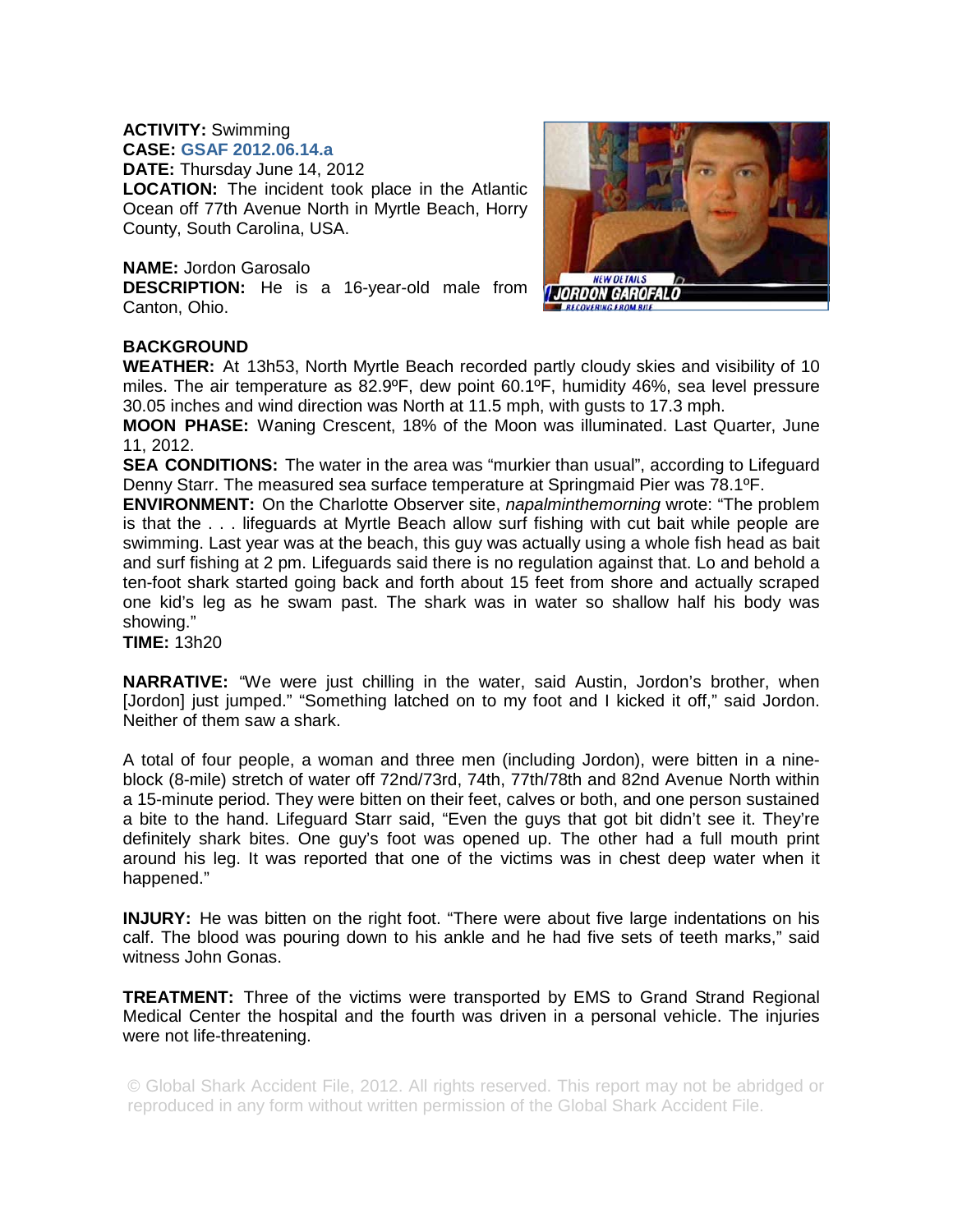**ACTIVITY:** Swimming
**CASE:** GSAF 2012.06.14.a
**DATE:** Thursday June 14, 2012
**LOCATION:** The incident took place in the Atlantic Ocean off 77th Avenue North in Myrtle Beach, Horry County, South Carolina, USA.

**NAME:** Jordon Garosalo
**DESCRIPTION:** He is a 16-year-old male from Canton, Ohio.

**BACKGROUND**
**WEATHER:** At 13h53, North Myrtle Beach recorded partly cloudy skies and visibility of 10 miles. The air temperature as 82.9ºF, dew point 60.1ºF, humidity 46%, sea level pressure 30.05 inches and wind direction was North at 11.5 mph, with gusts to 17.3 mph.
**MOON PHASE:** Waning Crescent, 18% of the Moon was illuminated. Last Quarter, June 11, 2012.
**SEA CONDITIONS:** The water in the area was "murkier than usual", according to Lifeguard Denny Starr. The measured sea surface temperature at Springmaid Pier was 78.1ºF.
**ENVIRONMENT:** On the Charlotte Observer site, *napalminthemorning* wrote: "The problem is that the . . . lifeguards at Myrtle Beach allow surf fishing with cut bait while people are swimming. Last year was at the beach, this guy was actually using a whole fish head as bait and surf fishing at 2 pm. Lifeguards said there is no regulation against that. Lo and behold a ten-foot shark started going back and forth about 15 feet from shore and actually scraped one kid's leg as he swam past. The shark was in water so shallow half his body was showing."
**TIME:** 13h20

**NARRATIVE:** "We were just chilling in the water, said Austin, Jordon's brother, when [Jordon] just jumped." "Something latched on to my foot and I kicked it off," said Jordon. Neither of them saw a shark.

A total of four people, a woman and three men (including Jordon), were bitten in a nine-block (8-mile) stretch of water off 72nd/73rd, 74th, 77th/78th and 82nd Avenue North within a 15-minute period. They were bitten on their feet, calves or both, and one person sustained a bite to the hand. Lifeguard Starr said, "Even the guys that got bit didn't see it. They're definitely shark bites. One guy's foot was opened up. The other had a full mouth print around his leg. It was reported that one of the victims was in chest deep water when it happened."

**INJURY:** He was bitten on the right foot. "There were about five large indentations on his calf. The blood was pouring down to his ankle and he had five sets of teeth marks," said witness John Gonas.

**TREATMENT:** Three of the victims were transported by EMS to Grand Strand Regional Medical Center the hospital and the fourth was driven in a personal vehicle. The injuries were not life-threatening.

© Global Shark Accident File, 2012. All rights reserved. This report may not be abridged or reproduced in any form without written permission of the Global Shark Accident File.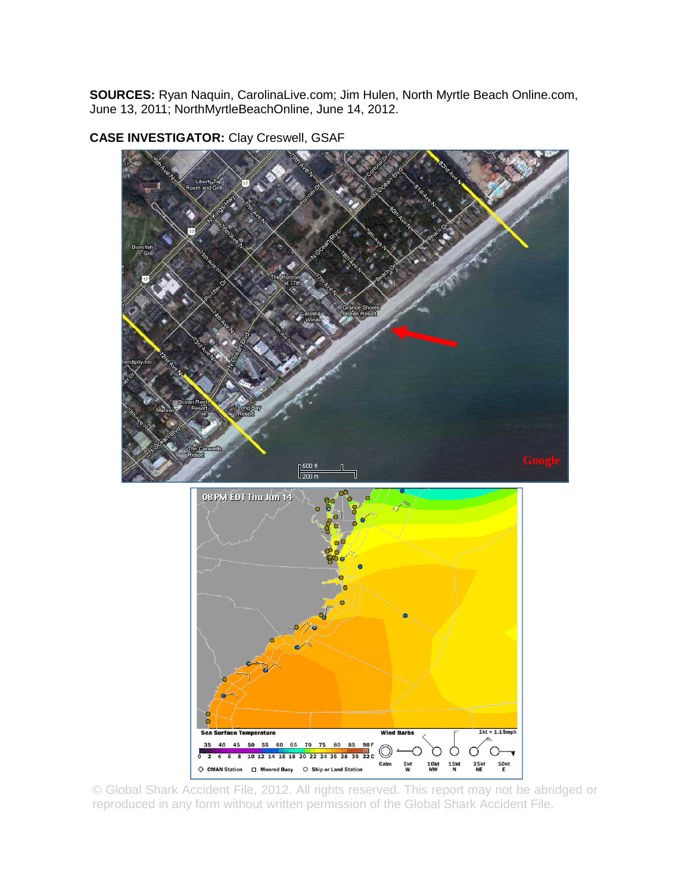**SOURCES:** Ryan Naquin, CarolinaLive.com; Jim Hulen, North Myrtle Beach Online.com, June 13, 2011; NorthMyrtleBeachOnline, June 14, 2012.

**CASE INVESTIGATOR:** Clay Creswell, GSAF